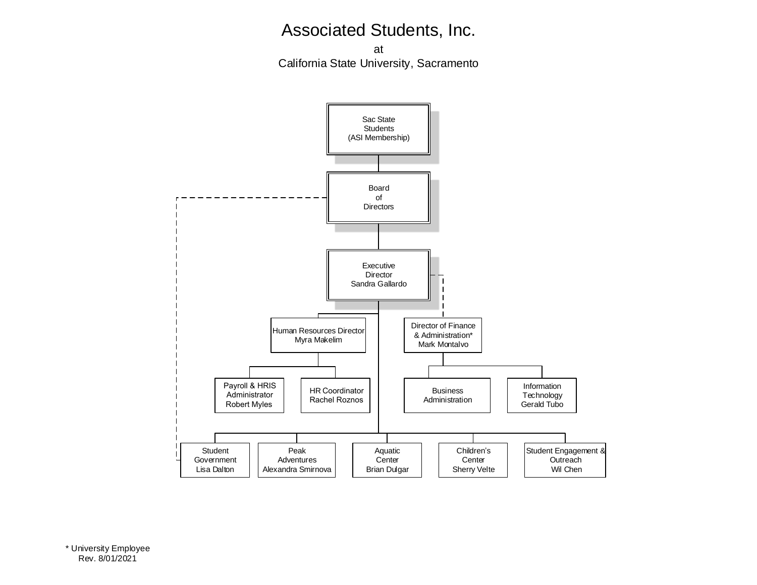# Associated Students, Inc.

at

California State University, Sacramento

- Sac State Students (ASI Membership)
  - Board of Directors
    - Executive Director — Sandra Gallardo
      - Human Resources Director — Myra Makelim
        - Payroll & HRIS Administrator — Robert Myles
        - HR Coordinator — Rachel Roznos
      - Director of Finance & Administration* — Mark Montalvo
        - Business Administration
        - Information Technology — Gerald Tubo
      - Student Government — Lisa Dalton
      - Peak Adventures — Alexandra Smirnova
      - Aquatic Center — Brian Dulgar
      - Children's Center — Sherry Velte
      - Student Engagement & Outreach — Wil Chen

\* University Employee

Rev. 8/01/2021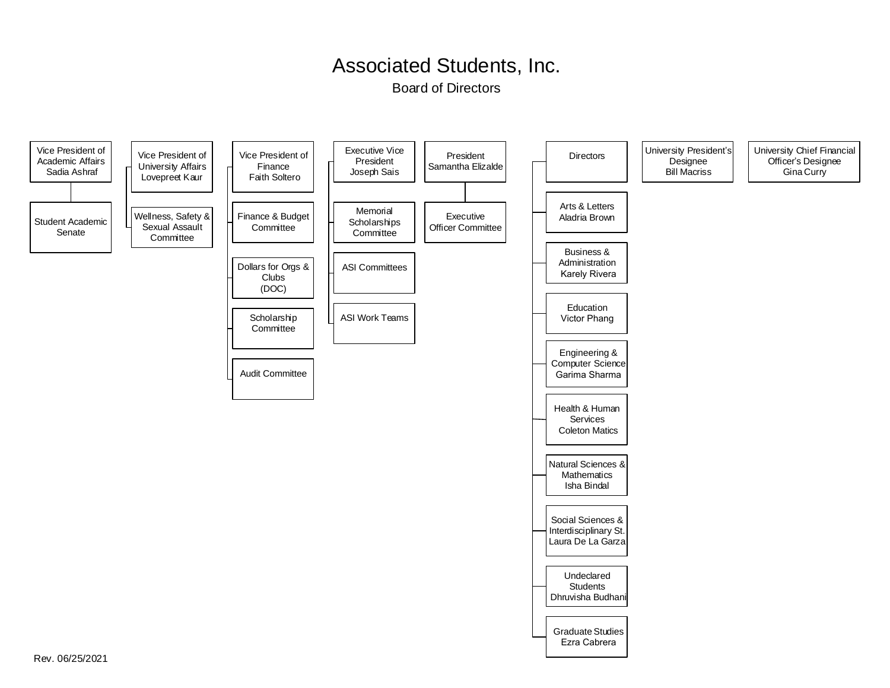# Associated Students, Inc.

## Board of Directors

- **Vice President of Academic Affairs** Sadia Ashraf
  - Student Academic Senate
- **Vice President of University Affairs** Lovepreet Kaur
  - Wellness, Safety & Sexual Assault Committee
- **Vice President of Finance** Faith Soltero
  - Finance & Budget Committee
  - Dollars for Orgs & Clubs (DOC)
  - Scholarship Committee
  - Audit Committee
- **Executive Vice President** Joseph Sais
  - Memorial Scholarships Committee
  - ASI Committees
  - ASI Work Teams
- **President** Samantha Elizalde
  - Executive Officer Committee
- **Directors**
  - Arts & Letters Aladria Brown
  - Business & Administration Karely Rivera
  - Education Victor Phang
  - Engineering & Computer Science Garima Sharma
  - Health & Human Services Coleton Matics
  - Natural Sciences & Mathematics Isha Bindal
  - Social Sciences & Interdisciplinary St. Laura De La Garza
  - Undeclared Students Dhruvisha Budhani
  - Graduate Studies Ezra Cabrera
- **University President's Designee** Bill Macriss
- **University Chief Financial Officer's Designee** Gina Curry

Rev. 06/25/2021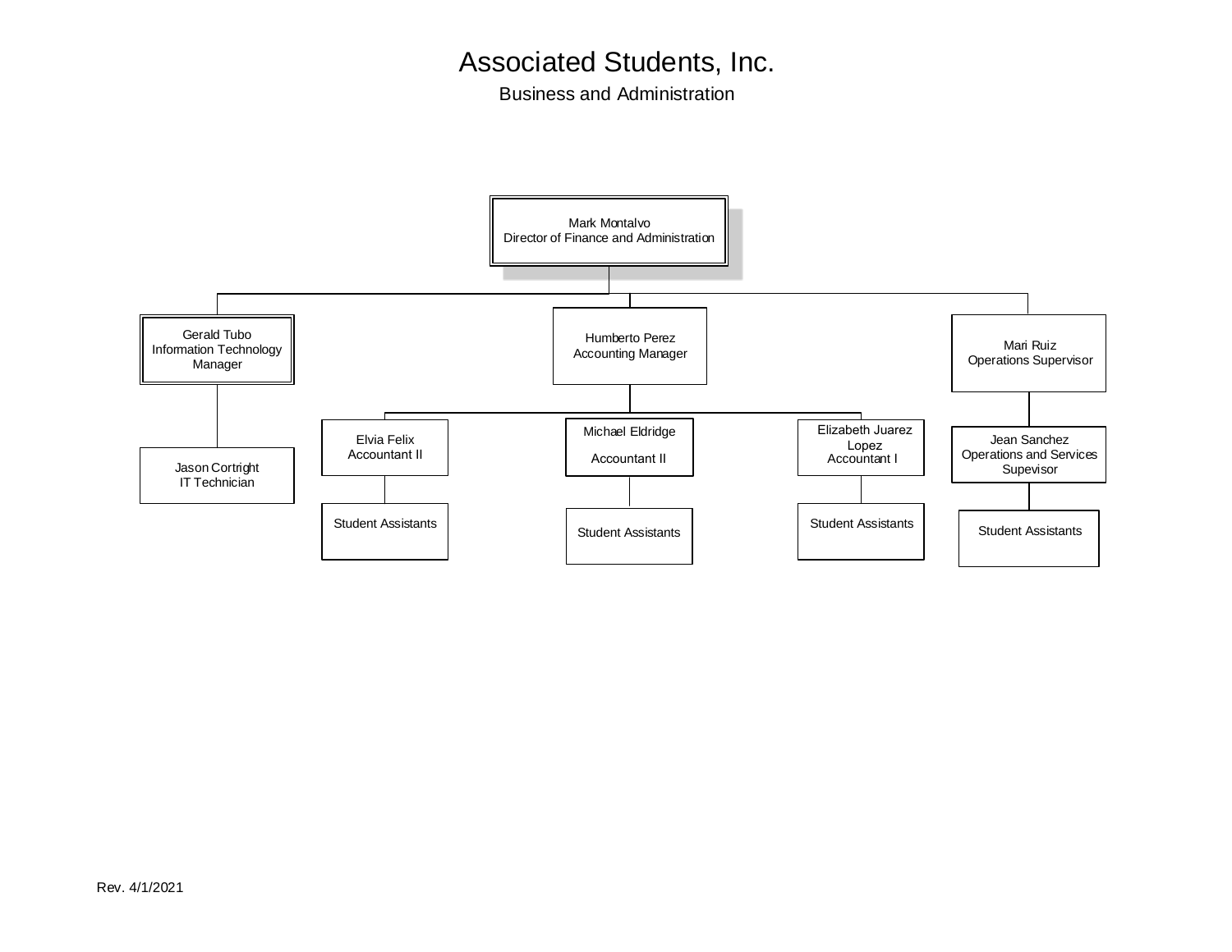# Associated Students, Inc.

## Business and Administration

- **Mark Montalvo** – Director of Finance and Administration
  - **Gerald Tubo** – Information Technology Manager
    - Jason Cortright – IT Technician
  - **Humberto Perez** – Accounting Manager
    - Elvia Felix – Accountant II
      - Student Assistants
    - Michael Eldridge – Accountant II
      - Student Assistants
    - Elizabeth Juarez Lopez – Accountant I
      - Student Assistants
  - **Mari Ruiz** – Operations Supervisor
    - Jean Sanchez – Operations and Services Supevisor
      - Student Assistants

Rev. 4/1/2021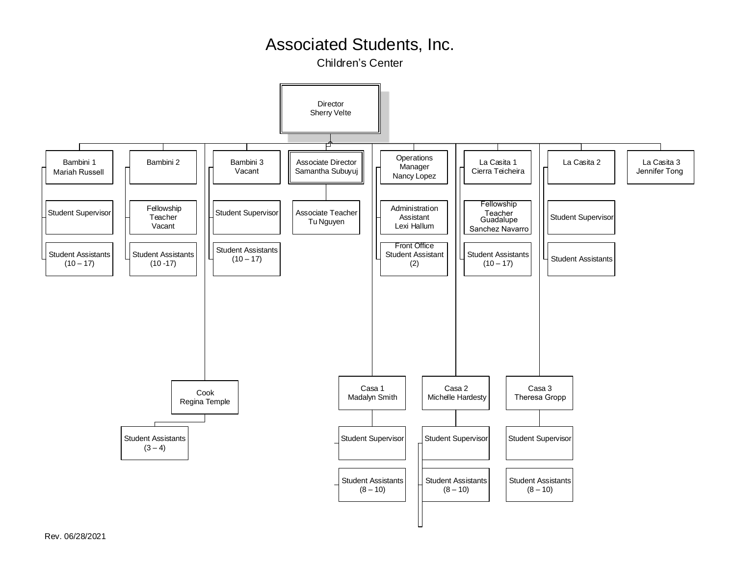# Associated Students, Inc.

## Children's Center

- **Director** – Sherry Velte
  - **Bambini 1** – Mariah Russell
    - Student Supervisor
    - Student Assistants (10 – 17)
  - **Bambini 2**
    - Fellowship Teacher – Vacant
    - Student Assistants (10 -17)
  - **Bambini 3** – Vacant
    - Student Supervisor
    - Student Assistants (10 – 17)
  - **Associate Director** – Samantha Subuyuj
    - Associate Teacher – Tu Nguyen
  - **Operations Manager** – Nancy Lopez
    - Administration Assistant – Lexi Hallum
    - Front Office Student Assistant (2)
  - **La Casita 1** – Cierra Teicheira
    - Fellowship Teacher – Guadalupe Sanchez Navarro
    - Student Assistants (10 – 17)
  - **La Casita 2**
    - Student Supervisor
    - Student Assistants
  - **La Casita 3** – Jennifer Tong
  - **Cook** – Regina Temple
    - Student Assistants (3 – 4)
  - **Casa 1** – Madalyn Smith
    - Student Supervisor
    - Student Assistants (8 – 10)
  - **Casa 2** – Michelle Hardesty
    - Student Supervisor
    - Student Assistants (8 – 10)
  - **Casa 3** – Theresa Gropp
    - Student Supervisor
    - Student Assistants (8 – 10)

Rev. 06/28/2021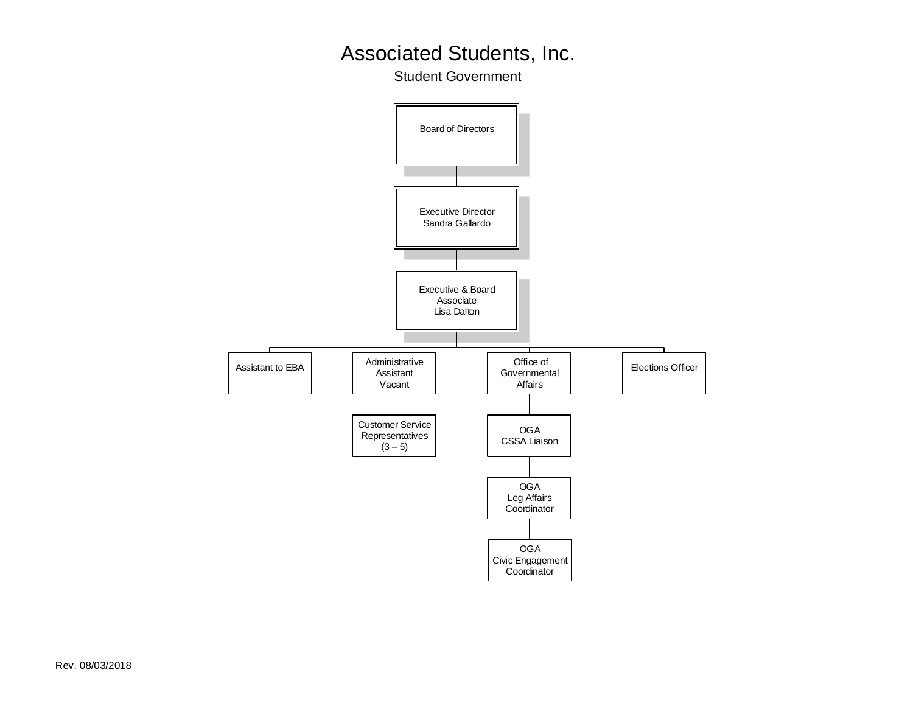# Associated Students, Inc.

## Student Government

- Board of Directors
  - Executive Director
    Sandra Gallardo
    - Executive & Board Associate
      Lisa Dalton
      - Assistant to EBA
      - Administrative Assistant
        Vacant
        - Customer Service Representatives (3 – 5)
      - Office of Governmental Affairs
        - OGA
          CSSA Liaison
          - OGA
            Leg Affairs Coordinator
            - OGA
              Civic Engagement Coordinator
      - Elections Officer

Rev. 08/03/2018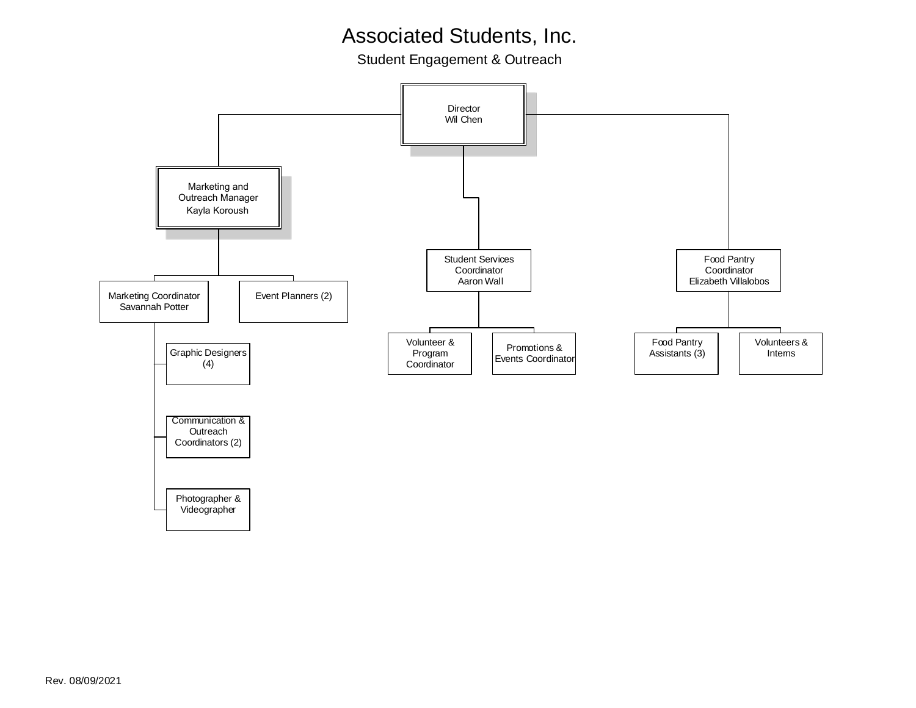# Associated Students, Inc.

## Student Engagement & Outreach

- Director
  Wil Chen
  - Marketing and Outreach Manager
    Kayla Koroush
    - Marketing Coordinator
      Savannah Potter
      - Graphic Designers (4)
      - Communication & Outreach Coordinators (2)
      - Photographer & Videographer
    - Event Planners (2)
  - Student Services Coordinator
    Aaron Wall
    - Volunteer & Program Coordinator
    - Promotions & Events Coordinator
  - Food Pantry Coordinator
    Elizabeth Villalobos
    - Food Pantry Assistants (3)
    - Volunteers & Interns

Rev. 08/09/2021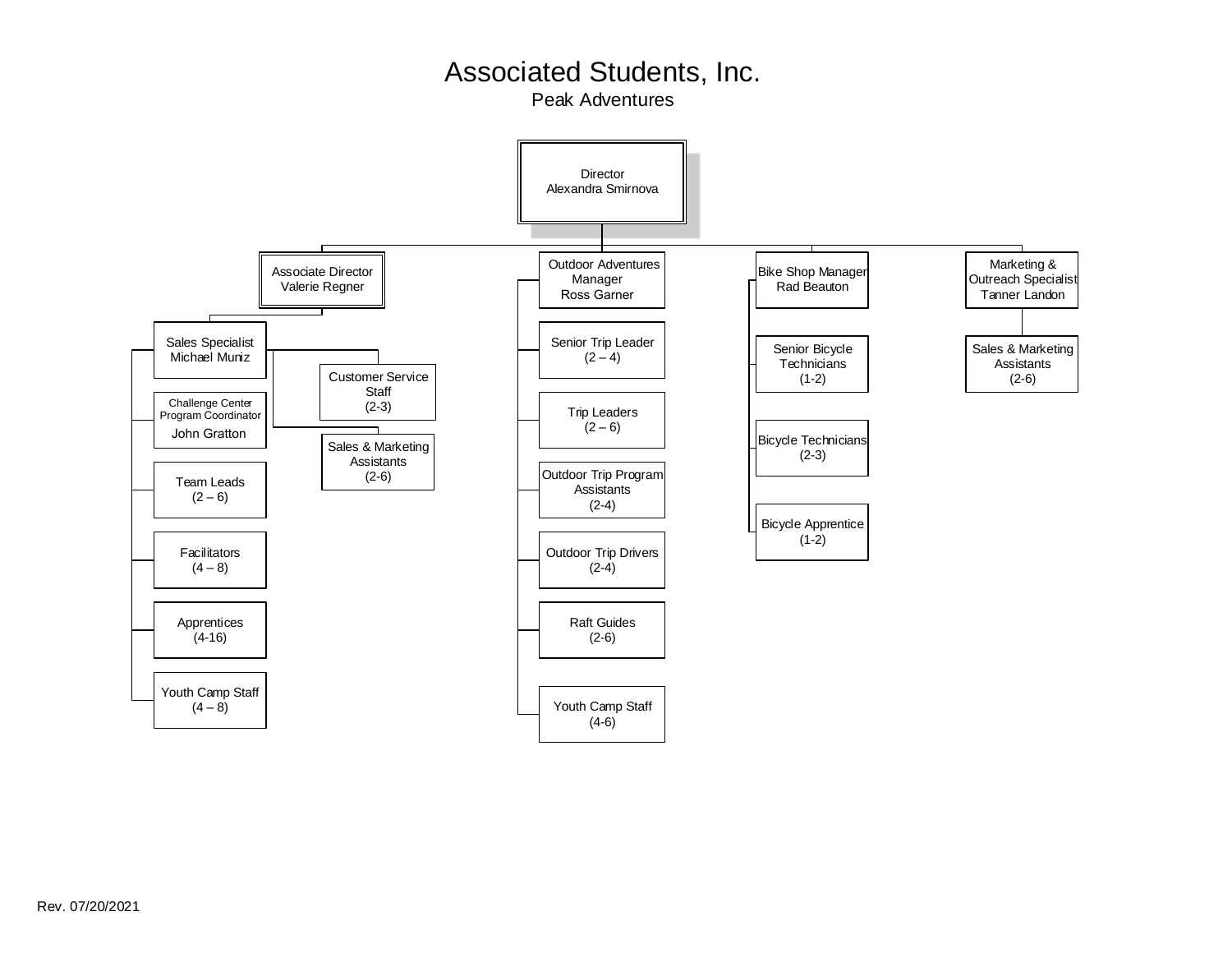# Associated Students, Inc.

## Peak Adventures

- **Director** — Alexandra Smirnova
  - **Associate Director** — Valerie Regner
    - **Sales Specialist** — Michael Muniz
      - Customer Service Staff (2-3)
      - Sales & Marketing Assistants (2-6)
    - **Challenge Center Program Coordinator** — John Gratton
    - Team Leads (2 – 6)
    - Facilitators (4 – 8)
    - Apprentices (4-16)
    - Youth Camp Staff (4 – 8)
  - **Outdoor Adventures Manager** — Ross Garner
    - Senior Trip Leader (2 – 4)
    - Trip Leaders (2 – 6)
    - Outdoor Trip Program Assistants (2-4)
    - Outdoor Trip Drivers (2-4)
    - Raft Guides (2-6)
    - Youth Camp Staff (4-6)
  - **Bike Shop Manager** — Rad Beauton
    - Senior Bicycle Technicians (1-2)
    - Bicycle Technicians (2-3)
    - Bicycle Apprentice (1-2)
  - **Marketing & Outreach Specialist** — Tanner Landon
    - Sales & Marketing Assistants (2-6)

Rev. 07/20/2021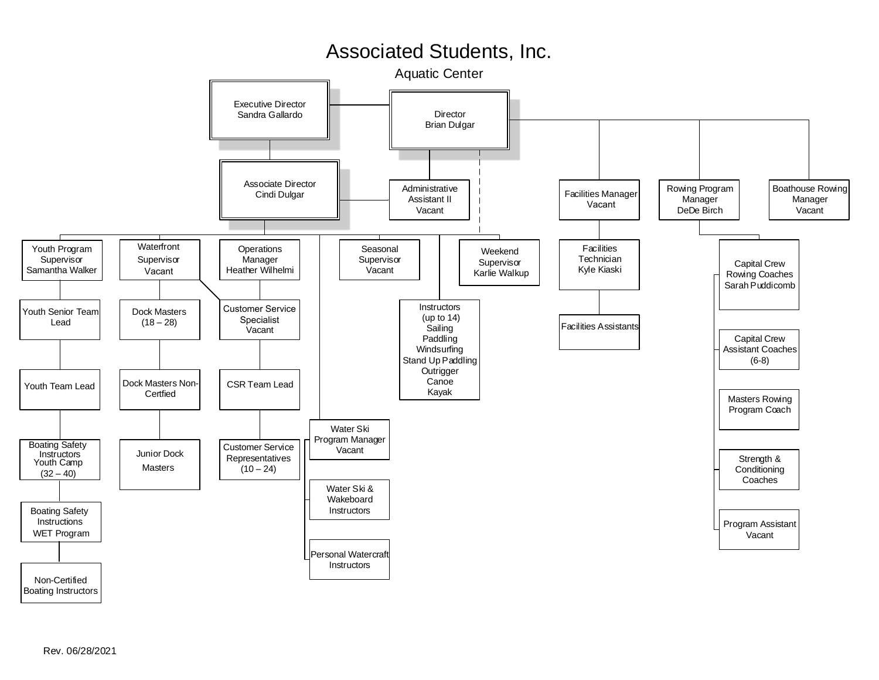# Associated Students, Inc.

## Aquatic Center

Executive Director
Sandra Gallardo

Director
Brian Dulgar

Associate Director
Cindi Dulgar

Administrative Assistant II
Vacant

Facilities Manager
Vacant

Rowing Program Manager
DeDe Birch

Boathouse Rowing Manager
Vacant

Youth Program Supervisor
Samantha Walker

Waterfront Supervisor
Vacant

Operations Manager
Heather Wilhelmi

Seasonal Supervisor
Vacant

Weekend Supervisor
Karlie Walkup

Facilities Technician
Kyle Kiaski

Capital Crew Rowing Coaches
Sarah Puddicomb

Youth Senior Team Lead

Dock Masters
(18 – 28)

Customer Service Specialist
Vacant

Instructors
(up to 14)
Sailing
Paddling
Windsurfing
Stand Up Paddling
Outrigger
Canoe
Kayak

Facilities Assistants

Capital Crew Assistant Coaches
(6-8)

Youth Team Lead

Dock Masters Non-Certfied

CSR Team Lead

Masters Rowing Program Coach

Water Ski Program Manager
Vacant

Boating Safety Instructors
Youth Camp
(32 – 40)

Junior Dock Masters

Customer Service Representatives
(10 – 24)

Strength & Conditioning Coaches

Water Ski & Wakeboard Instructors

Boating Safety Instructions
WET Program

Program Assistant
Vacant

Personal Watercraft Instructors

Non-Certified Boating Instructors

Rev. 06/28/2021